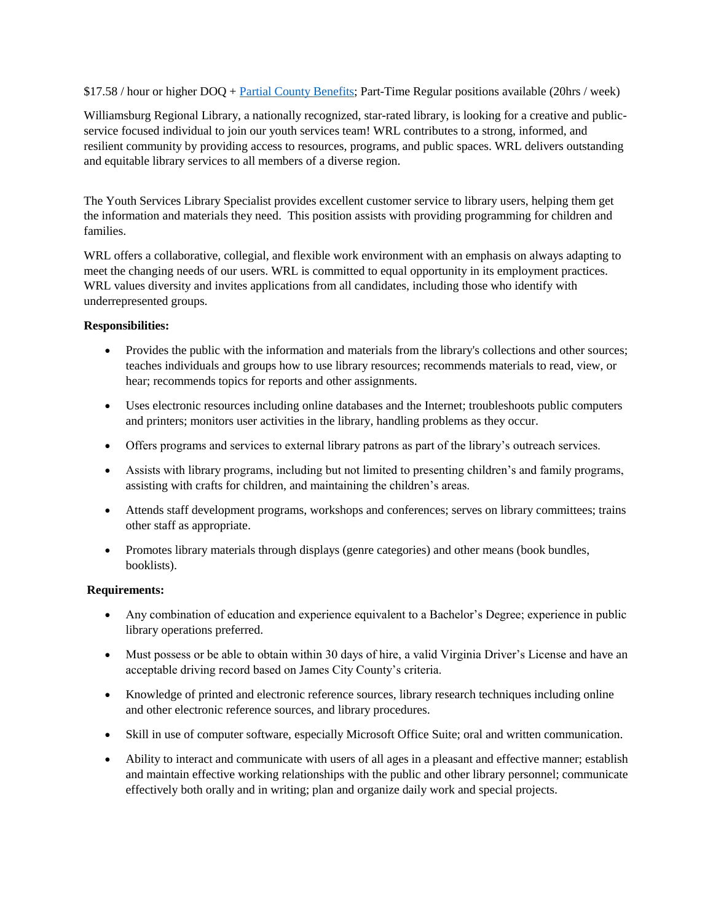$17.58 / hour or higher DOQ + [Partial County Benefits](); Part-Time Regular positions available (20hrs / week)

Williamsburg Regional Library, a nationally recognized, star-rated library, is looking for a creative and public-service focused individual to join our youth services team! WRL contributes to a strong, informed, and resilient community by providing access to resources, programs, and public spaces. WRL delivers outstanding and equitable library services to all members of a diverse region.

The Youth Services Library Specialist provides excellent customer service to library users, helping them get the information and materials they need. This position assists with providing programming for children and families.

WRL offers a collaborative, collegial, and flexible work environment with an emphasis on always adapting to meet the changing needs of our users. WRL is committed to equal opportunity in its employment practices. WRL values diversity and invites applications from all candidates, including those who identify with underrepresented groups.

**Responsibilities:**

- Provides the public with the information and materials from the library's collections and other sources; teaches individuals and groups how to use library resources; recommends materials to read, view, or hear; recommends topics for reports and other assignments.
- Uses electronic resources including online databases and the Internet; troubleshoots public computers and printers; monitors user activities in the library, handling problems as they occur.
- Offers programs and services to external library patrons as part of the library's outreach services.
- Assists with library programs, including but not limited to presenting children's and family programs, assisting with crafts for children, and maintaining the children's areas.
- Attends staff development programs, workshops and conferences; serves on library committees; trains other staff as appropriate.
- Promotes library materials through displays (genre categories) and other means (book bundles, booklists).

**Requirements:**

- Any combination of education and experience equivalent to a Bachelor's Degree; experience in public library operations preferred.
- Must possess or be able to obtain within 30 days of hire, a valid Virginia Driver's License and have an acceptable driving record based on James City County's criteria.
- Knowledge of printed and electronic reference sources, library research techniques including online and other electronic reference sources, and library procedures.
- Skill in use of computer software, especially Microsoft Office Suite; oral and written communication.
- Ability to interact and communicate with users of all ages in a pleasant and effective manner; establish and maintain effective working relationships with the public and other library personnel; communicate effectively both orally and in writing; plan and organize daily work and special projects.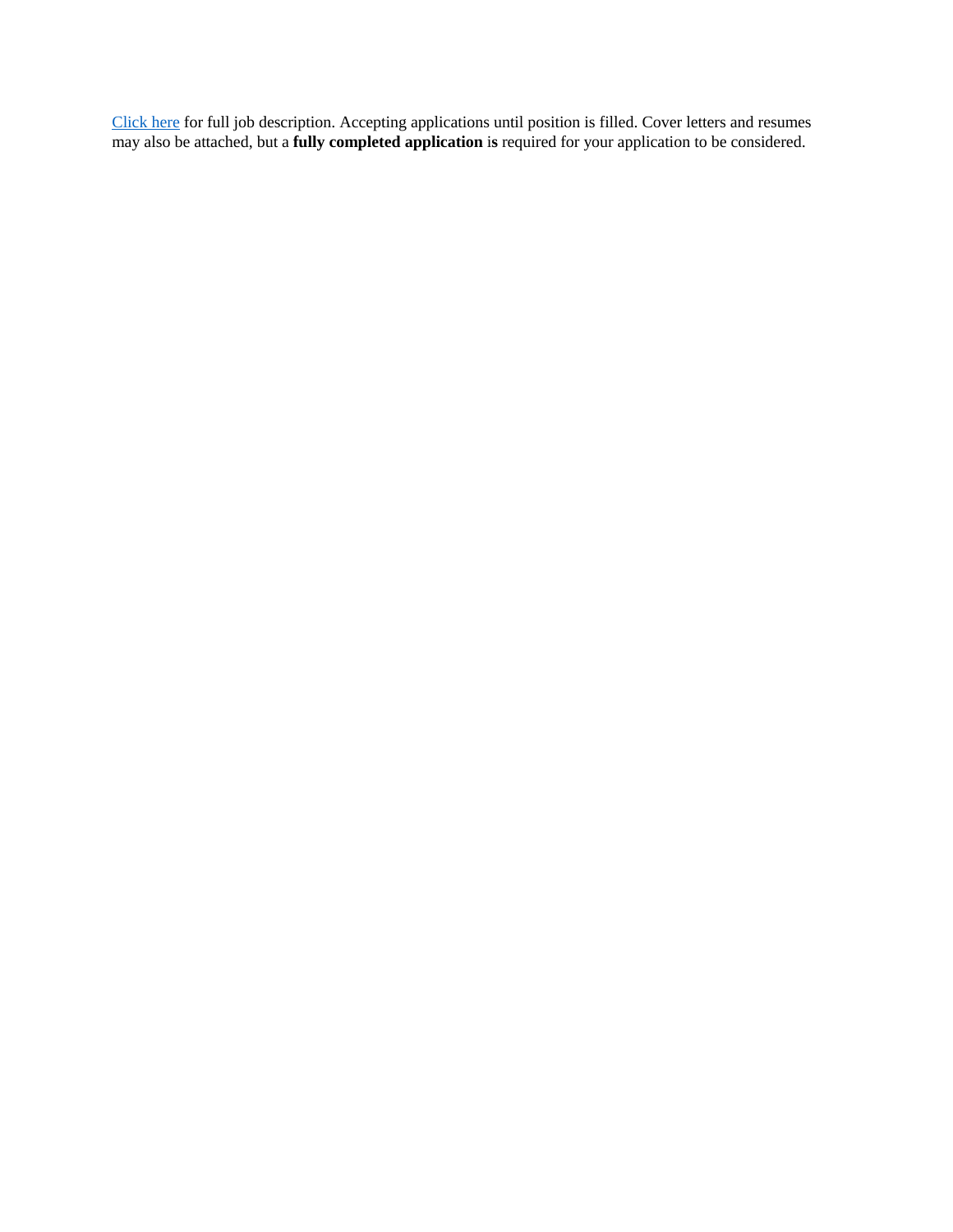Click here for full job description. Accepting applications until position is filled. Cover letters and resumes may also be attached, but a **fully completed application** is required for your application to be considered.